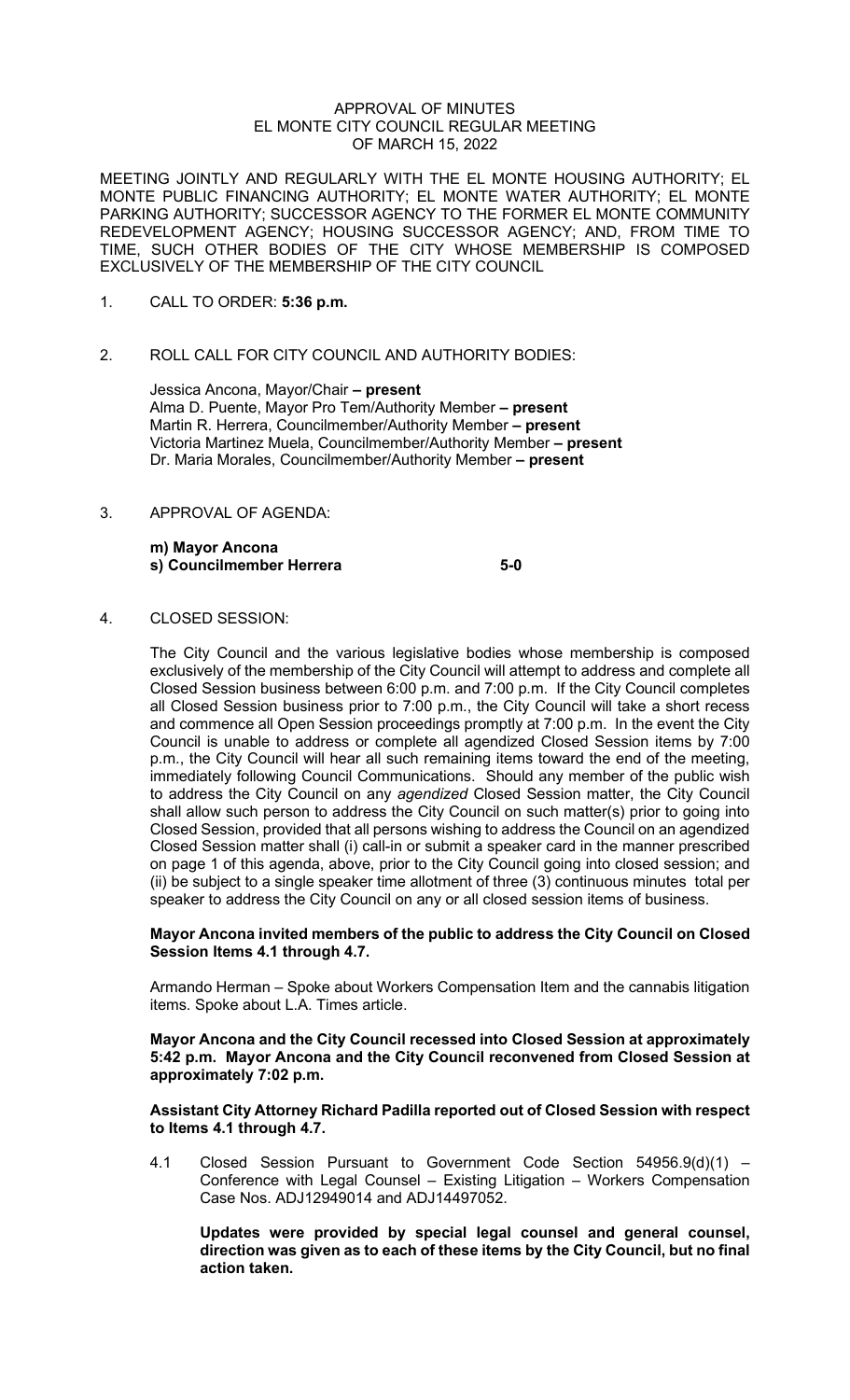# APPROVAL OF MINUTES
# EL MONTE CITY COUNCIL REGULAR MEETING
# OF MARCH 15, 2022

MEETING JOINTLY AND REGULARLY WITH THE EL MONTE HOUSING AUTHORITY; EL MONTE PUBLIC FINANCING AUTHORITY; EL MONTE WATER AUTHORITY; EL MONTE PARKING AUTHORITY; SUCCESSOR AGENCY TO THE FORMER EL MONTE COMMUNITY REDEVELOPMENT AGENCY; HOUSING SUCCESSOR AGENCY; AND, FROM TIME TO TIME, SUCH OTHER BODIES OF THE CITY WHOSE MEMBERSHIP IS COMPOSED EXCLUSIVELY OF THE MEMBERSHIP OF THE CITY COUNCIL

1. CALL TO ORDER: **5:36 p.m.**

2. ROLL CALL FOR CITY COUNCIL AND AUTHORITY BODIES:

   Jessica Ancona, Mayor/Chair **– present**
   Alma D. Puente, Mayor Pro Tem/Authority Member **– present**
   Martin R. Herrera, Councilmember/Authority Member **– present**
   Victoria Martinez Muela, Councilmember/Authority Member **– present**
   Dr. Maria Morales, Councilmember/Authority Member **– present**

3. APPROVAL OF AGENDA:

   **m) Mayor Ancona**
   **s) Councilmember Herrera** **5-0**

4. CLOSED SESSION:

   The City Council and the various legislative bodies whose membership is composed exclusively of the membership of the City Council will attempt to address and complete all Closed Session business between 6:00 p.m. and 7:00 p.m. If the City Council completes all Closed Session business prior to 7:00 p.m., the City Council will take a short recess and commence all Open Session proceedings promptly at 7:00 p.m. In the event the City Council is unable to address or complete all agendized Closed Session items by 7:00 p.m., the City Council will hear all such remaining items toward the end of the meeting, immediately following Council Communications. Should any member of the public wish to address the City Council on any *agendized* Closed Session matter, the City Council shall allow such person to address the City Council on such matter(s) prior to going into Closed Session, provided that all persons wishing to address the Council on an agendized Closed Session matter shall (i) call-in or submit a speaker card in the manner prescribed on page 1 of this agenda, above, prior to the City Council going into closed session; and (ii) be subject to a single speaker time allotment of three (3) continuous minutes total per speaker to address the City Council on any or all closed session items of business.

   **Mayor Ancona invited members of the public to address the City Council on Closed Session Items 4.1 through 4.7.**

   Armando Herman – Spoke about Workers Compensation Item and the cannabis litigation items. Spoke about L.A. Times article.

   **Mayor Ancona and the City Council recessed into Closed Session at approximately 5:42 p.m. Mayor Ancona and the City Council reconvened from Closed Session at approximately 7:02 p.m.**

   **Assistant City Attorney Richard Padilla reported out of Closed Session with respect to Items 4.1 through 4.7.**

   4.1 Closed Session Pursuant to Government Code Section 54956.9(d)(1) – Conference with Legal Counsel – Existing Litigation – Workers Compensation Case Nos. ADJ12949014 and ADJ14497052.

   **Updates were provided by special legal counsel and general counsel, direction was given as to each of these items by the City Council, but no final action taken.**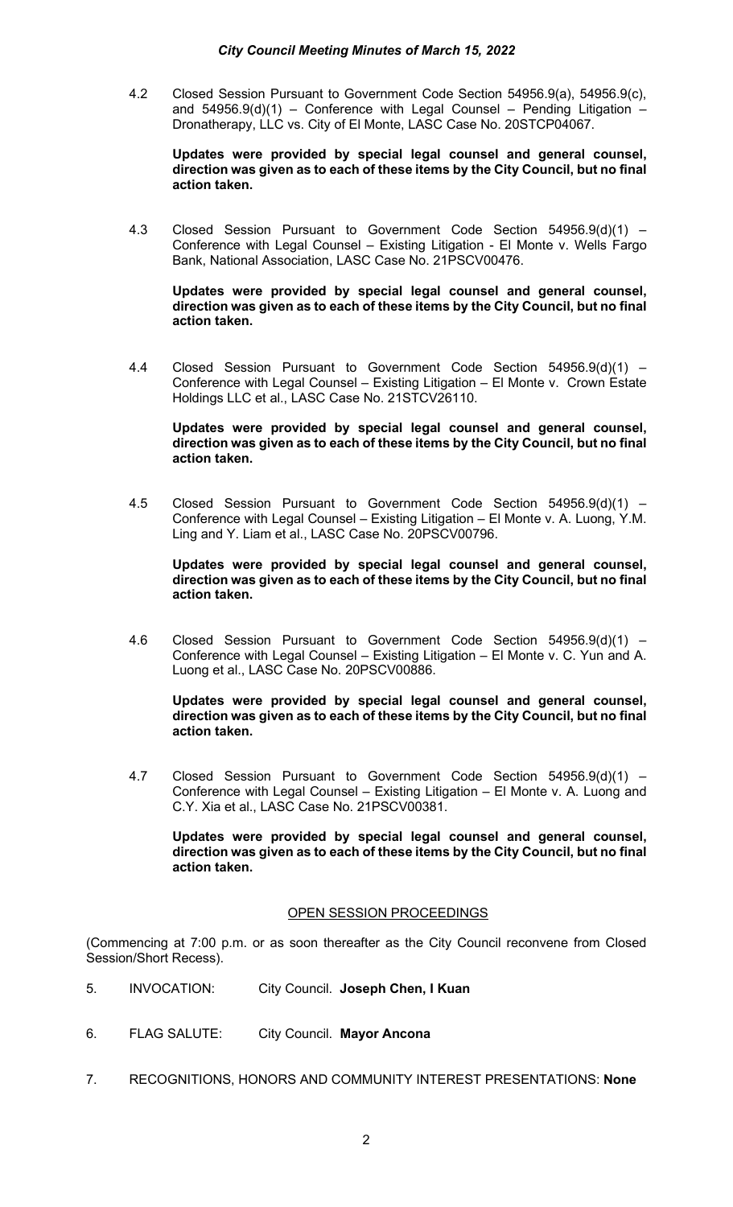4.2 Closed Session Pursuant to Government Code Section 54956.9(a), 54956.9(c), and 54956.9(d)(1) – Conference with Legal Counsel – Pending Litigation – Dronatherapy, LLC vs. City of El Monte, LASC Case No. 20STCP04067.

**Updates were provided by special legal counsel and general counsel, direction was given as to each of these items by the City Council, but no final action taken.**

4.3 Closed Session Pursuant to Government Code Section 54956.9(d)(1) – Conference with Legal Counsel – Existing Litigation - El Monte v. Wells Fargo Bank, National Association, LASC Case No. 21PSCV00476.

**Updates were provided by special legal counsel and general counsel, direction was given as to each of these items by the City Council, but no final action taken.**

4.4 Closed Session Pursuant to Government Code Section 54956.9(d)(1) – Conference with Legal Counsel – Existing Litigation – El Monte v. Crown Estate Holdings LLC et al., LASC Case No. 21STCV26110.

**Updates were provided by special legal counsel and general counsel, direction was given as to each of these items by the City Council, but no final action taken.**

4.5 Closed Session Pursuant to Government Code Section 54956.9(d)(1) – Conference with Legal Counsel – Existing Litigation – El Monte v. A. Luong, Y.M. Ling and Y. Liam et al., LASC Case No. 20PSCV00796.

**Updates were provided by special legal counsel and general counsel, direction was given as to each of these items by the City Council, but no final action taken.**

4.6 Closed Session Pursuant to Government Code Section 54956.9(d)(1) – Conference with Legal Counsel – Existing Litigation – El Monte v. C. Yun and A. Luong et al., LASC Case No. 20PSCV00886.

**Updates were provided by special legal counsel and general counsel, direction was given as to each of these items by the City Council, but no final action taken.**

4.7 Closed Session Pursuant to Government Code Section 54956.9(d)(1) – Conference with Legal Counsel – Existing Litigation – El Monte v. A. Luong and C.Y. Xia et al., LASC Case No. 21PSCV00381.

**Updates were provided by special legal counsel and general counsel, direction was given as to each of these items by the City Council, but no final action taken.**

## OPEN SESSION PROCEEDINGS

(Commencing at 7:00 p.m. or as soon thereafter as the City Council reconvene from Closed Session/Short Recess).

5. INVOCATION: City Council. **Joseph Chen, I Kuan**

6. FLAG SALUTE: City Council. **Mayor Ancona**

7. RECOGNITIONS, HONORS AND COMMUNITY INTEREST PRESENTATIONS: **None**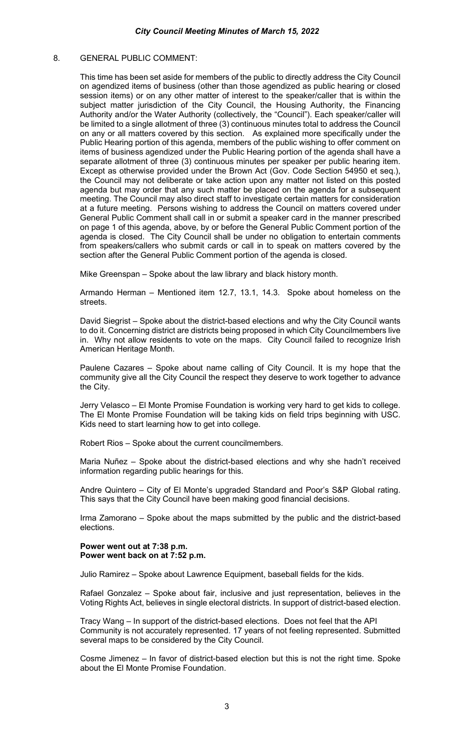8. GENERAL PUBLIC COMMENT:

This time has been set aside for members of the public to directly address the City Council on agendized items of business (other than those agendized as public hearing or closed session items) or on any other matter of interest to the speaker/caller that is within the subject matter jurisdiction of the City Council, the Housing Authority, the Financing Authority and/or the Water Authority (collectively, the "Council"). Each speaker/caller will be limited to a single allotment of three (3) continuous minutes total to address the Council on any or all matters covered by this section. As explained more specifically under the Public Hearing portion of this agenda, members of the public wishing to offer comment on items of business agendized under the Public Hearing portion of the agenda shall have a separate allotment of three (3) continuous minutes per speaker per public hearing item. Except as otherwise provided under the Brown Act (Gov. Code Section 54950 et seq.), the Council may not deliberate or take action upon any matter not listed on this posted agenda but may order that any such matter be placed on the agenda for a subsequent meeting. The Council may also direct staff to investigate certain matters for consideration at a future meeting. Persons wishing to address the Council on matters covered under General Public Comment shall call in or submit a speaker card in the manner prescribed on page 1 of this agenda, above, by or before the General Public Comment portion of the agenda is closed. The City Council shall be under no obligation to entertain comments from speakers/callers who submit cards or call in to speak on matters covered by the section after the General Public Comment portion of the agenda is closed.

Mike Greenspan – Spoke about the law library and black history month.

Armando Herman – Mentioned item 12.7, 13.1, 14.3. Spoke about homeless on the streets.

David Siegrist – Spoke about the district-based elections and why the City Council wants to do it. Concerning district are districts being proposed in which City Councilmembers live in. Why not allow residents to vote on the maps. City Council failed to recognize Irish American Heritage Month.

Paulene Cazares – Spoke about name calling of City Council. It is my hope that the community give all the City Council the respect they deserve to work together to advance the City.

Jerry Velasco – El Monte Promise Foundation is working very hard to get kids to college. The El Monte Promise Foundation will be taking kids on field trips beginning with USC. Kids need to start learning how to get into college.

Robert Rios – Spoke about the current councilmembers.

Maria Nuñez – Spoke about the district-based elections and why she hadn't received information regarding public hearings for this.

Andre Quintero – City of El Monte's upgraded Standard and Poor's S&P Global rating. This says that the City Council have been making good financial decisions.

Irma Zamorano – Spoke about the maps submitted by the public and the district-based elections.

**Power went out at 7:38 p.m.**
**Power went back on at 7:52 p.m.**

Julio Ramirez – Spoke about Lawrence Equipment, baseball fields for the kids.

Rafael Gonzalez – Spoke about fair, inclusive and just representation, believes in the Voting Rights Act, believes in single electoral districts. In support of district-based election.

Tracy Wang – In support of the district-based elections. Does not feel that the API Community is not accurately represented. 17 years of not feeling represented. Submitted several maps to be considered by the City Council.

Cosme Jimenez – In favor of district-based election but this is not the right time. Spoke about the El Monte Promise Foundation.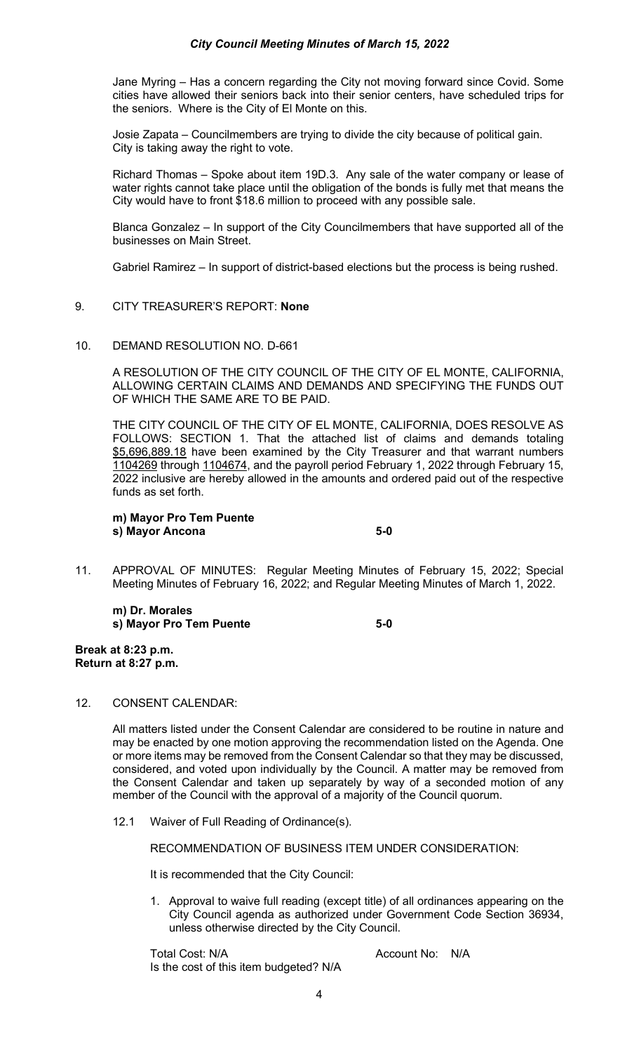Jane Myring – Has a concern regarding the City not moving forward since Covid. Some cities have allowed their seniors back into their senior centers, have scheduled trips for the seniors. Where is the City of El Monte on this.

Josie Zapata – Councilmembers are trying to divide the city because of political gain. City is taking away the right to vote.

Richard Thomas – Spoke about item 19D.3. Any sale of the water company or lease of water rights cannot take place until the obligation of the bonds is fully met that means the City would have to front $18.6 million to proceed with any possible sale.

Blanca Gonzalez – In support of the City Councilmembers that have supported all of the businesses on Main Street.

Gabriel Ramirez – In support of district-based elections but the process is being rushed.

9. CITY TREASURER'S REPORT: **None**

10. DEMAND RESOLUTION NO. D-661

A RESOLUTION OF THE CITY COUNCIL OF THE CITY OF EL MONTE, CALIFORNIA, ALLOWING CERTAIN CLAIMS AND DEMANDS AND SPECIFYING THE FUNDS OUT OF WHICH THE SAME ARE TO BE PAID.

THE CITY COUNCIL OF THE CITY OF EL MONTE, CALIFORNIA, DOES RESOLVE AS FOLLOWS: SECTION 1. That the attached list of claims and demands totaling $5,696,889.18 have been examined by the City Treasurer and that warrant numbers 1104269 through 1104674, and the payroll period February 1, 2022 through February 15, 2022 inclusive are hereby allowed in the amounts and ordered paid out of the respective funds as set forth.

**m) Mayor Pro Tem Puente**
**s) Mayor Ancona** **5-0**

11. APPROVAL OF MINUTES: Regular Meeting Minutes of February 15, 2022; Special Meeting Minutes of February 16, 2022; and Regular Meeting Minutes of March 1, 2022.

**m) Dr. Morales**
**s) Mayor Pro Tem Puente** **5-0**

**Break at 8:23 p.m.**
**Return at 8:27 p.m.**

12. CONSENT CALENDAR:

All matters listed under the Consent Calendar are considered to be routine in nature and may be enacted by one motion approving the recommendation listed on the Agenda. One or more items may be removed from the Consent Calendar so that they may be discussed, considered, and voted upon individually by the Council. A matter may be removed from the Consent Calendar and taken up separately by way of a seconded motion of any member of the Council with the approval of a majority of the Council quorum.

12.1 Waiver of Full Reading of Ordinance(s).

RECOMMENDATION OF BUSINESS ITEM UNDER CONSIDERATION:

It is recommended that the City Council:

1. Approval to waive full reading (except title) of all ordinances appearing on the City Council agenda as authorized under Government Code Section 36934, unless otherwise directed by the City Council.

Total Cost: N/A Account No: N/A
Is the cost of this item budgeted? N/A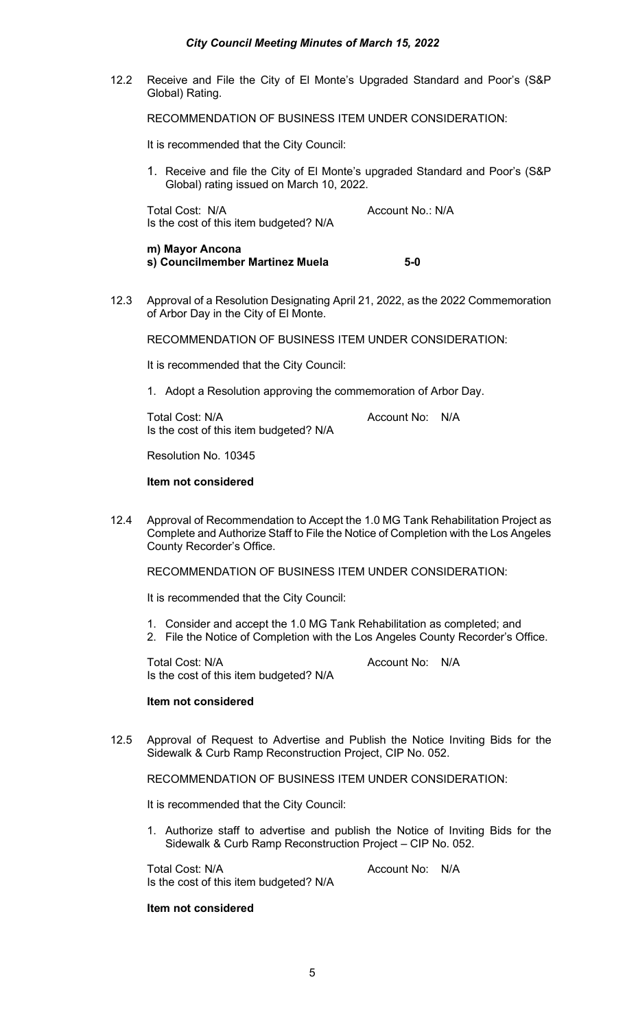12.2 Receive and File the City of El Monte's Upgraded Standard and Poor's (S&P Global) Rating.

RECOMMENDATION OF BUSINESS ITEM UNDER CONSIDERATION:

It is recommended that the City Council:

1. Receive and file the City of El Monte's upgraded Standard and Poor's (S&P Global) rating issued on March 10, 2022.

Total Cost: N/A  Account No.: N/A
Is the cost of this item budgeted? N/A

**m) Mayor Ancona**
**s) Councilmember Martinez Muela  5-0**

12.3 Approval of a Resolution Designating April 21, 2022, as the 2022 Commemoration of Arbor Day in the City of El Monte.

RECOMMENDATION OF BUSINESS ITEM UNDER CONSIDERATION:

It is recommended that the City Council:

1. Adopt a Resolution approving the commemoration of Arbor Day.

Total Cost: N/A  Account No: N/A
Is the cost of this item budgeted? N/A

Resolution No. 10345

**Item not considered**

12.4 Approval of Recommendation to Accept the 1.0 MG Tank Rehabilitation Project as Complete and Authorize Staff to File the Notice of Completion with the Los Angeles County Recorder's Office.

RECOMMENDATION OF BUSINESS ITEM UNDER CONSIDERATION:

It is recommended that the City Council:

1. Consider and accept the 1.0 MG Tank Rehabilitation as completed; and
2. File the Notice of Completion with the Los Angeles County Recorder's Office.

Total Cost: N/A  Account No: N/A
Is the cost of this item budgeted? N/A

**Item not considered**

12.5 Approval of Request to Advertise and Publish the Notice Inviting Bids for the Sidewalk & Curb Ramp Reconstruction Project, CIP No. 052.

RECOMMENDATION OF BUSINESS ITEM UNDER CONSIDERATION:

It is recommended that the City Council:

1. Authorize staff to advertise and publish the Notice of Inviting Bids for the Sidewalk & Curb Ramp Reconstruction Project – CIP No. 052.

Total Cost: N/A  Account No: N/A
Is the cost of this item budgeted? N/A

**Item not considered**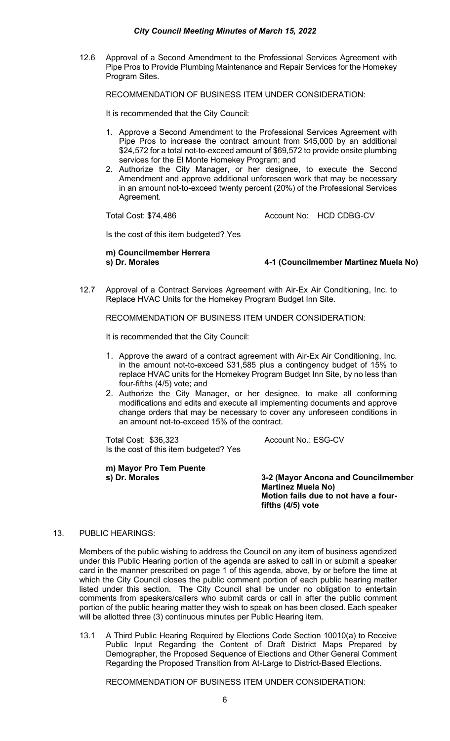12.6 Approval of a Second Amendment to the Professional Services Agreement with Pipe Pros to Provide Plumbing Maintenance and Repair Services for the Homekey Program Sites.

RECOMMENDATION OF BUSINESS ITEM UNDER CONSIDERATION:

It is recommended that the City Council:

1. Approve a Second Amendment to the Professional Services Agreement with Pipe Pros to increase the contract amount from $45,000 by an additional $24,572 for a total not-to-exceed amount of $69,572 to provide onsite plumbing services for the El Monte Homekey Program; and
2. Authorize the City Manager, or her designee, to execute the Second Amendment and approve additional unforeseen work that may be necessary in an amount not-to-exceed twenty percent (20%) of the Professional Services Agreement.

Total Cost: $74,486 Account No: HCD CDBG-CV

Is the cost of this item budgeted? Yes

**m) Councilmember Herrera**
**s) Dr. Morales** **4-1 (Councilmember Martinez Muela No)**

12.7 Approval of a Contract Services Agreement with Air-Ex Air Conditioning, Inc. to Replace HVAC Units for the Homekey Program Budget Inn Site.

RECOMMENDATION OF BUSINESS ITEM UNDER CONSIDERATION:

It is recommended that the City Council:

1. Approve the award of a contract agreement with Air-Ex Air Conditioning, Inc. in the amount not-to-exceed $31,585 plus a contingency budget of 15% to replace HVAC units for the Homekey Program Budget Inn Site, by no less than four-fifths (4/5) vote; and
2. Authorize the City Manager, or her designee, to make all conforming modifications and edits and execute all implementing documents and approve change orders that may be necessary to cover any unforeseen conditions in an amount not-to-exceed 15% of the contract.

Total Cost: $36,323 Account No.: ESG-CV
Is the cost of this item budgeted? Yes

**m) Mayor Pro Tem Puente**
**s) Dr. Morales** **3-2 (Mayor Ancona and Councilmember Martinez Muela No)**
**Motion fails due to not have a four-fifths (4/5) vote**

13. PUBLIC HEARINGS:

Members of the public wishing to address the Council on any item of business agendized under this Public Hearing portion of the agenda are asked to call in or submit a speaker card in the manner prescribed on page 1 of this agenda, above, by or before the time at which the City Council closes the public comment portion of each public hearing matter listed under this section. The City Council shall be under no obligation to entertain comments from speakers/callers who submit cards or call in after the public comment portion of the public hearing matter they wish to speak on has been closed. Each speaker will be allotted three (3) continuous minutes per Public Hearing item.

13.1 A Third Public Hearing Required by Elections Code Section 10010(a) to Receive Public Input Regarding the Content of Draft District Maps Prepared by Demographer, the Proposed Sequence of Elections and Other General Comment Regarding the Proposed Transition from At-Large to District-Based Elections.

RECOMMENDATION OF BUSINESS ITEM UNDER CONSIDERATION: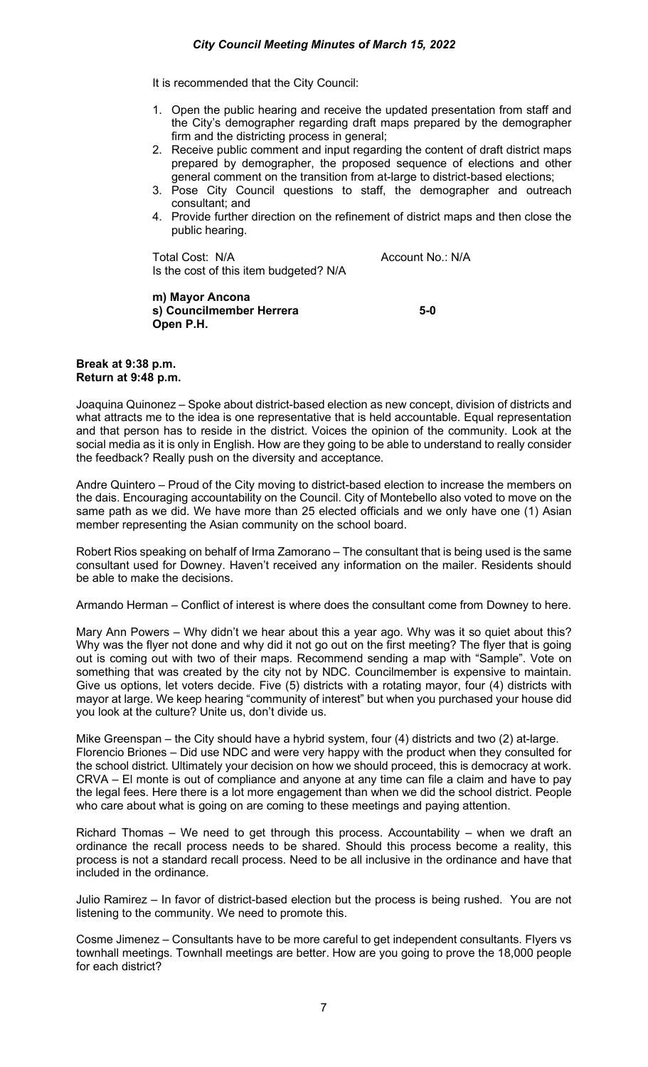It is recommended that the City Council:

1. Open the public hearing and receive the updated presentation from staff and the City's demographer regarding draft maps prepared by the demographer firm and the districting process in general;
2. Receive public comment and input regarding the content of draft district maps prepared by demographer, the proposed sequence of elections and other general comment on the transition from at-large to district-based elections;
3. Pose City Council questions to staff, the demographer and outreach consultant; and
4. Provide further direction on the refinement of district maps and then close the public hearing.

Total Cost: N/A Account No.: N/A
Is the cost of this item budgeted? N/A

**m) Mayor Ancona**
**s) Councilmember Herrera 5-0**
**Open P.H.**

**Break at 9:38 p.m.**
**Return at 9:48 p.m.**

Joaquina Quinonez – Spoke about district-based election as new concept, division of districts and what attracts me to the idea is one representative that is held accountable. Equal representation and that person has to reside in the district. Voices the opinion of the community. Look at the social media as it is only in English. How are they going to be able to understand to really consider the feedback? Really push on the diversity and acceptance.

Andre Quintero – Proud of the City moving to district-based election to increase the members on the dais. Encouraging accountability on the Council. City of Montebello also voted to move on the same path as we did. We have more than 25 elected officials and we only have one (1) Asian member representing the Asian community on the school board.

Robert Rios speaking on behalf of Irma Zamorano – The consultant that is being used is the same consultant used for Downey. Haven't received any information on the mailer. Residents should be able to make the decisions.

Armando Herman – Conflict of interest is where does the consultant come from Downey to here.

Mary Ann Powers – Why didn't we hear about this a year ago. Why was it so quiet about this? Why was the flyer not done and why did it not go out on the first meeting? The flyer that is going out is coming out with two of their maps. Recommend sending a map with "Sample". Vote on something that was created by the city not by NDC. Councilmember is expensive to maintain. Give us options, let voters decide. Five (5) districts with a rotating mayor, four (4) districts with mayor at large. We keep hearing "community of interest" but when you purchased your house did you look at the culture? Unite us, don't divide us.

Mike Greenspan – the City should have a hybrid system, four (4) districts and two (2) at-large.
Florencio Briones – Did use NDC and were very happy with the product when they consulted for the school district. Ultimately your decision on how we should proceed, this is democracy at work. CRVA – El monte is out of compliance and anyone at any time can file a claim and have to pay the legal fees. Here there is a lot more engagement than when we did the school district. People who care about what is going on are coming to these meetings and paying attention.

Richard Thomas – We need to get through this process. Accountability – when we draft an ordinance the recall process needs to be shared. Should this process become a reality, this process is not a standard recall process. Need to be all inclusive in the ordinance and have that included in the ordinance.

Julio Ramirez – In favor of district-based election but the process is being rushed. You are not listening to the community. We need to promote this.

Cosme Jimenez – Consultants have to be more careful to get independent consultants. Flyers vs townhall meetings. Townhall meetings are better. How are you going to prove the 18,000 people for each district?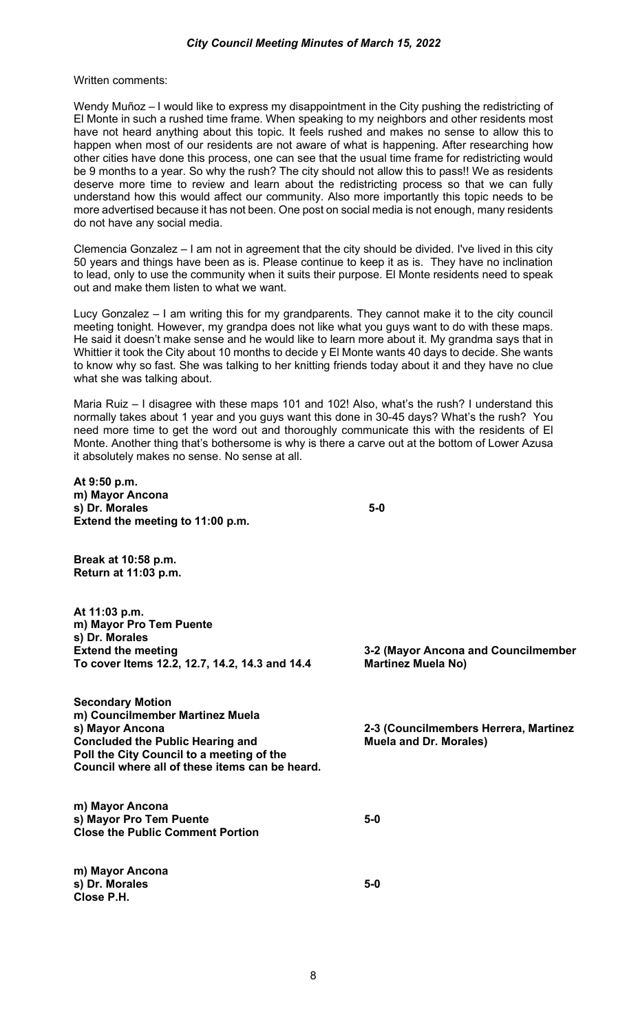Written comments:

Wendy Muñoz – I would like to express my disappointment in the City pushing the redistricting of El Monte in such a rushed time frame. When speaking to my neighbors and other residents most have not heard anything about this topic. It feels rushed and makes no sense to allow this to happen when most of our residents are not aware of what is happening. After researching how other cities have done this process, one can see that the usual time frame for redistricting would be 9 months to a year. So why the rush? The city should not allow this to pass!! We as residents deserve more time to review and learn about the redistricting process so that we can fully understand how this would affect our community. Also more importantly this topic needs to be more advertised because it has not been. One post on social media is not enough, many residents do not have any social media.

Clemencia Gonzalez – I am not in agreement that the city should be divided. I've lived in this city 50 years and things have been as is. Please continue to keep it as is. They have no inclination to lead, only to use the community when it suits their purpose. El Monte residents need to speak out and make them listen to what we want.

Lucy Gonzalez – I am writing this for my grandparents. They cannot make it to the city council meeting tonight. However, my grandpa does not like what you guys want to do with these maps. He said it doesn't make sense and he would like to learn more about it. My grandma says that in Whittier it took the City about 10 months to decide y El Monte wants 40 days to decide. She wants to know why so fast. She was talking to her knitting friends today about it and they have no clue what she was talking about.

Maria Ruiz – I disagree with these maps 101 and 102! Also, what's the rush? I understand this normally takes about 1 year and you guys want this done in 30-45 days? What's the rush? You need more time to get the word out and thoroughly communicate this with the residents of El Monte. Another thing that's bothersome is why is there a carve out at the bottom of Lower Azusa it absolutely makes no sense. No sense at all.

**At 9:50 p.m.**
**m) Mayor Ancona**
**s) Dr. Morales** — **5-0**
**Extend the meeting to 11:00 p.m.**

**Break at 10:58 p.m.**
**Return at 11:03 p.m.**

**At 11:03 p.m.**
**m) Mayor Pro Tem Puente**
**s) Dr. Morales**
**Extend the meeting**
**To cover Items 12.2, 12.7, 14.2, 14.3 and 14.4** — **3-2 (Mayor Ancona and Councilmember Martinez Muela No)**

**Secondary Motion**
**m) Councilmember Martinez Muela**
**s) Mayor Ancona**
**Concluded the Public Hearing and Poll the City Council to a meeting of the Council where all of these items can be heard.** — **2-3 (Councilmembers Herrera, Martinez Muela and Dr. Morales)**

**m) Mayor Ancona**
**s) Mayor Pro Tem Puente** — **5-0**
**Close the Public Comment Portion**

**m) Mayor Ancona**
**s) Dr. Morales** — **5-0**
**Close P.H.**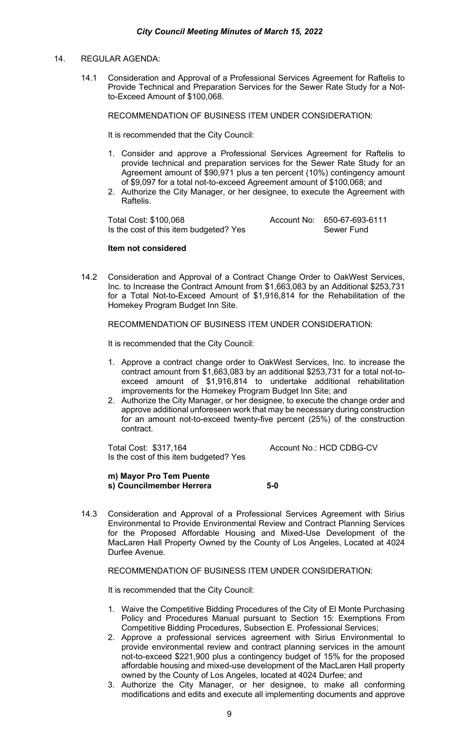14. REGULAR AGENDA:

14.1 Consideration and Approval of a Professional Services Agreement for Raftelis to Provide Technical and Preparation Services for the Sewer Rate Study for a Not-to-Exceed Amount of $100,068.

RECOMMENDATION OF BUSINESS ITEM UNDER CONSIDERATION:

It is recommended that the City Council:

1. Consider and approve a Professional Services Agreement for Raftelis to provide technical and preparation services for the Sewer Rate Study for an Agreement amount of $90,971 plus a ten percent (10%) contingency amount of $9,097 for a total not-to-exceed Agreement amount of $100,068; and
2. Authorize the City Manager, or her designee, to execute the Agreement with Raftelis.

Total Cost: $100,068 | Account No: 650-67-693-6111
Is the cost of this item budgeted? Yes | Sewer Fund

**Item not considered**

14.2 Consideration and Approval of a Contract Change Order to OakWest Services, Inc. to Increase the Contract Amount from $1,663,083 by an Additional $253,731 for a Total Not-to-Exceed Amount of $1,916,814 for the Rehabilitation of the Homekey Program Budget Inn Site.

RECOMMENDATION OF BUSINESS ITEM UNDER CONSIDERATION:

It is recommended that the City Council:

1. Approve a contract change order to OakWest Services, Inc. to increase the contract amount from $1,663,083 by an additional $253,731 for a total not-to-exceed amount of $1,916,814 to undertake additional rehabilitation improvements for the Homekey Program Budget Inn Site; and
2. Authorize the City Manager, or her designee, to execute the change order and approve additional unforeseen work that may be necessary during construction for an amount not-to-exceed twenty-five percent (25%) of the construction contract.

Total Cost: $317,164 | Account No.: HCD CDBG-CV
Is the cost of this item budgeted? Yes

**m) Mayor Pro Tem Puente**
**s) Councilmember Herrera** **5-0**

14.3 Consideration and Approval of a Professional Services Agreement with Sirius Environmental to Provide Environmental Review and Contract Planning Services for the Proposed Affordable Housing and Mixed-Use Development of the MacLaren Hall Property Owned by the County of Los Angeles, Located at 4024 Durfee Avenue.

RECOMMENDATION OF BUSINESS ITEM UNDER CONSIDERATION:

It is recommended that the City Council:

1. Waive the Competitive Bidding Procedures of the City of El Monte Purchasing Policy and Procedures Manual pursuant to Section 15: Exemptions From Competitive Bidding Procedures, Subsection E. Professional Services;
2. Approve a professional services agreement with Sirius Environmental to provide environmental review and contract planning services in the amount not-to-exceed $221,900 plus a contingency budget of 15% for the proposed affordable housing and mixed-use development of the MacLaren Hall property owned by the County of Los Angeles, located at 4024 Durfee; and
3. Authorize the City Manager, or her designee, to make all conforming modifications and edits and execute all implementing documents and approve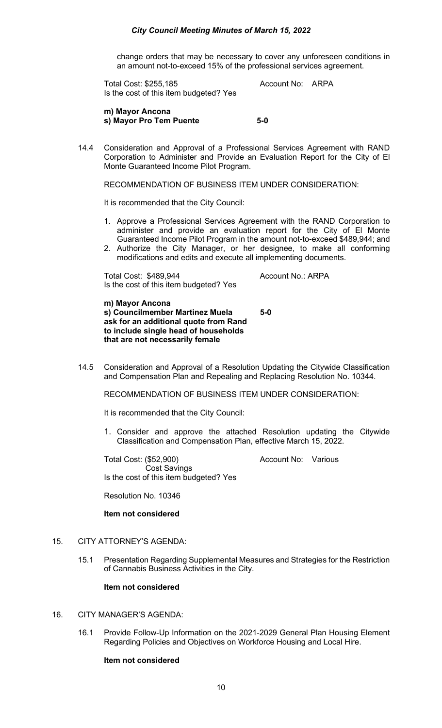change orders that may be necessary to cover any unforeseen conditions in an amount not-to-exceed 15% of the professional services agreement.

Total Cost: $255,185 Account No: ARPA
Is the cost of this item budgeted? Yes

**m) Mayor Ancona**
**s) Mayor Pro Tem Puente 5-0**

14.4 Consideration and Approval of a Professional Services Agreement with RAND Corporation to Administer and Provide an Evaluation Report for the City of El Monte Guaranteed Income Pilot Program.

RECOMMENDATION OF BUSINESS ITEM UNDER CONSIDERATION:

It is recommended that the City Council:

1. Approve a Professional Services Agreement with the RAND Corporation to administer and provide an evaluation report for the City of El Monte Guaranteed Income Pilot Program in the amount not-to-exceed $489,944; and
2. Authorize the City Manager, or her designee, to make all conforming modifications and edits and execute all implementing documents.

Total Cost: $489,944 Account No.: ARPA
Is the cost of this item budgeted? Yes

**m) Mayor Ancona**
**s) Councilmember Martinez Muela 5-0**
**ask for an additional quote from Rand to include single head of households that are not necessarily female**

14.5 Consideration and Approval of a Resolution Updating the Citywide Classification and Compensation Plan and Repealing and Replacing Resolution No. 10344.

RECOMMENDATION OF BUSINESS ITEM UNDER CONSIDERATION:

It is recommended that the City Council:

1. Consider and approve the attached Resolution updating the Citywide Classification and Compensation Plan, effective March 15, 2022.

Total Cost: ($52,900) Account No: Various
Cost Savings
Is the cost of this item budgeted? Yes

Resolution No. 10346

**Item not considered**

15. CITY ATTORNEY'S AGENDA:

15.1 Presentation Regarding Supplemental Measures and Strategies for the Restriction of Cannabis Business Activities in the City.

**Item not considered**

16. CITY MANAGER'S AGENDA:

16.1 Provide Follow-Up Information on the 2021-2029 General Plan Housing Element Regarding Policies and Objectives on Workforce Housing and Local Hire.

**Item not considered**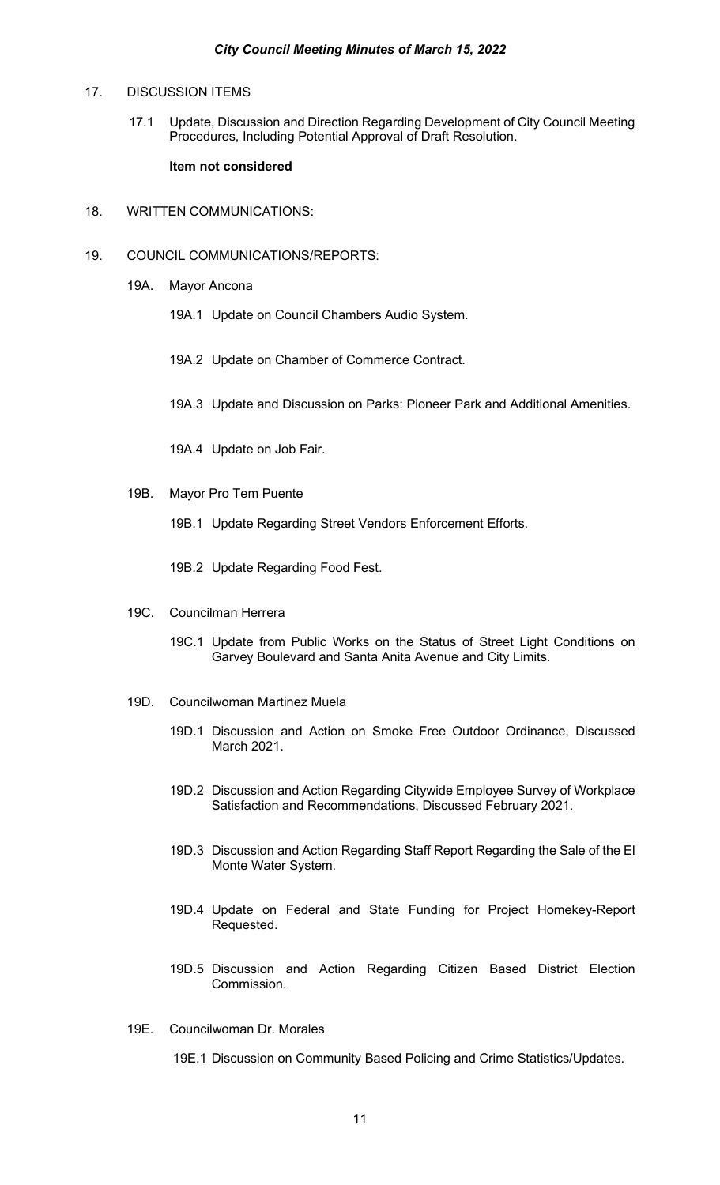17. DISCUSSION ITEMS

   17.1 Update, Discussion and Direction Regarding Development of City Council Meeting Procedures, Including Potential Approval of Draft Resolution.

   **Item not considered**

18. WRITTEN COMMUNICATIONS:

19. COUNCIL COMMUNICATIONS/REPORTS:

   19A. Mayor Ancona

      19A.1 Update on Council Chambers Audio System.

      19A.2 Update on Chamber of Commerce Contract.

      19A.3 Update and Discussion on Parks: Pioneer Park and Additional Amenities.

      19A.4 Update on Job Fair.

   19B. Mayor Pro Tem Puente

      19B.1 Update Regarding Street Vendors Enforcement Efforts.

      19B.2 Update Regarding Food Fest.

   19C. Councilman Herrera

      19C.1 Update from Public Works on the Status of Street Light Conditions on Garvey Boulevard and Santa Anita Avenue and City Limits.

   19D. Councilwoman Martinez Muela

      19D.1 Discussion and Action on Smoke Free Outdoor Ordinance, Discussed March 2021.

      19D.2 Discussion and Action Regarding Citywide Employee Survey of Workplace Satisfaction and Recommendations, Discussed February 2021.

      19D.3 Discussion and Action Regarding Staff Report Regarding the Sale of the El Monte Water System.

      19D.4 Update on Federal and State Funding for Project Homekey-Report Requested.

      19D.5 Discussion and Action Regarding Citizen Based District Election Commission.

   19E. Councilwoman Dr. Morales

      19E.1 Discussion on Community Based Policing and Crime Statistics/Updates.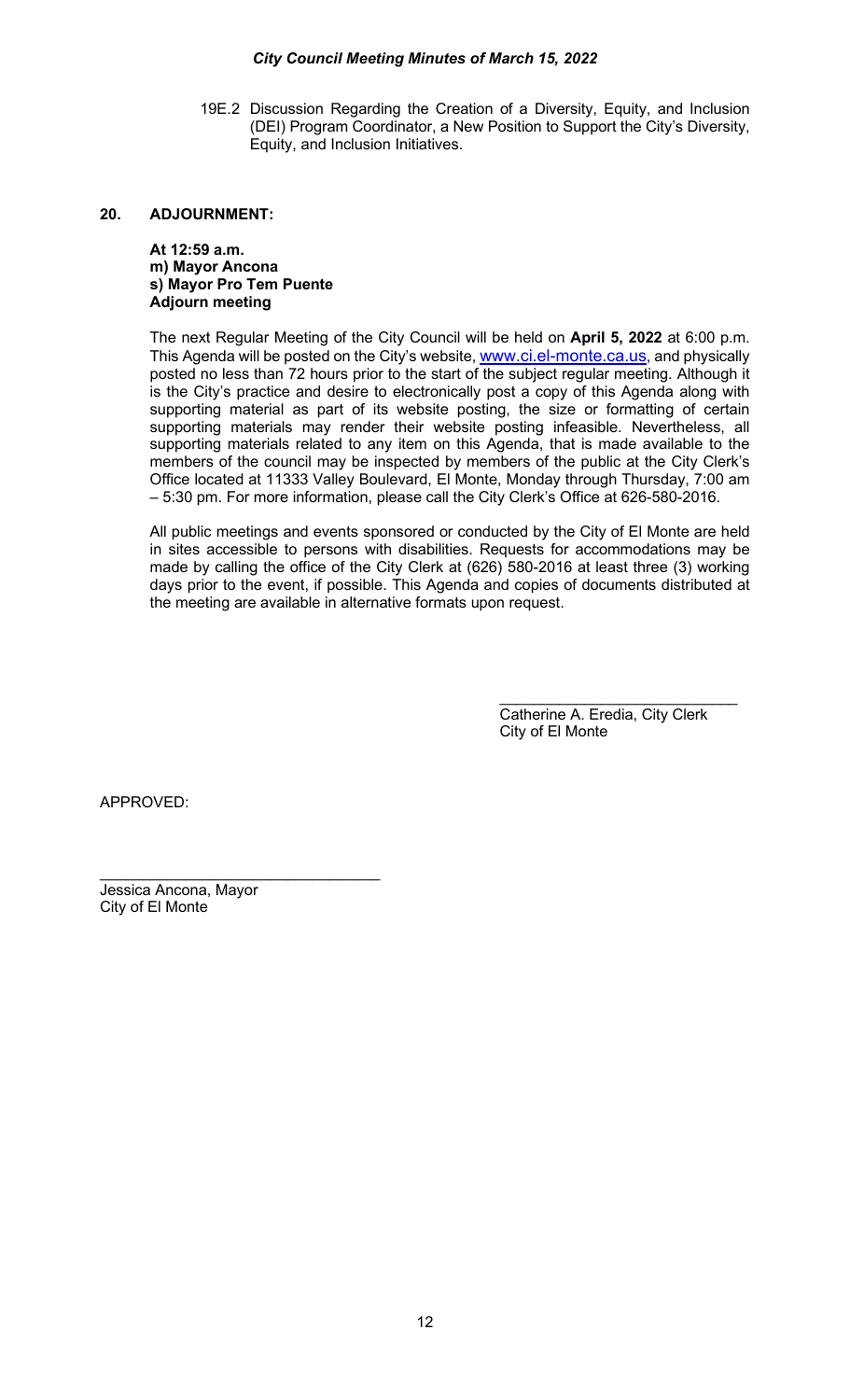19E.2 Discussion Regarding the Creation of a Diversity, Equity, and Inclusion (DEI) Program Coordinator, a New Position to Support the City's Diversity, Equity, and Inclusion Initiatives.

## 20. ADJOURNMENT:

**At 12:59 a.m.**
**m) Mayor Ancona**
**s) Mayor Pro Tem Puente**
**Adjourn meeting**

The next Regular Meeting of the City Council will be held on **April 5, 2022** at 6:00 p.m. This Agenda will be posted on the City's website, www.ci.el-monte.ca.us, and physically posted no less than 72 hours prior to the start of the subject regular meeting. Although it is the City's practice and desire to electronically post a copy of this Agenda along with supporting material as part of its website posting, the size or formatting of certain supporting materials may render their website posting infeasible. Nevertheless, all supporting materials related to any item on this Agenda, that is made available to the members of the council may be inspected by members of the public at the City Clerk's Office located at 11333 Valley Boulevard, El Monte, Monday through Thursday, 7:00 am – 5:30 pm. For more information, please call the City Clerk's Office at 626-580-2016.

All public meetings and events sponsored or conducted by the City of El Monte are held in sites accessible to persons with disabilities. Requests for accommodations may be made by calling the office of the City Clerk at (626) 580-2016 at least three (3) working days prior to the event, if possible. This Agenda and copies of documents distributed at the meeting are available in alternative formats upon request.

\_\_\_\_\_\_\_\_\_\_\_\_\_\_\_\_\_\_\_\_\_\_\_\_\_\_\_\_
Catherine A. Eredia, City Clerk
City of El Monte

APPROVED:

\_\_\_\_\_\_\_\_\_\_\_\_\_\_\_\_\_\_\_\_\_\_\_\_\_\_\_\_\_\_\_\_\_\_
Jessica Ancona, Mayor
City of El Monte